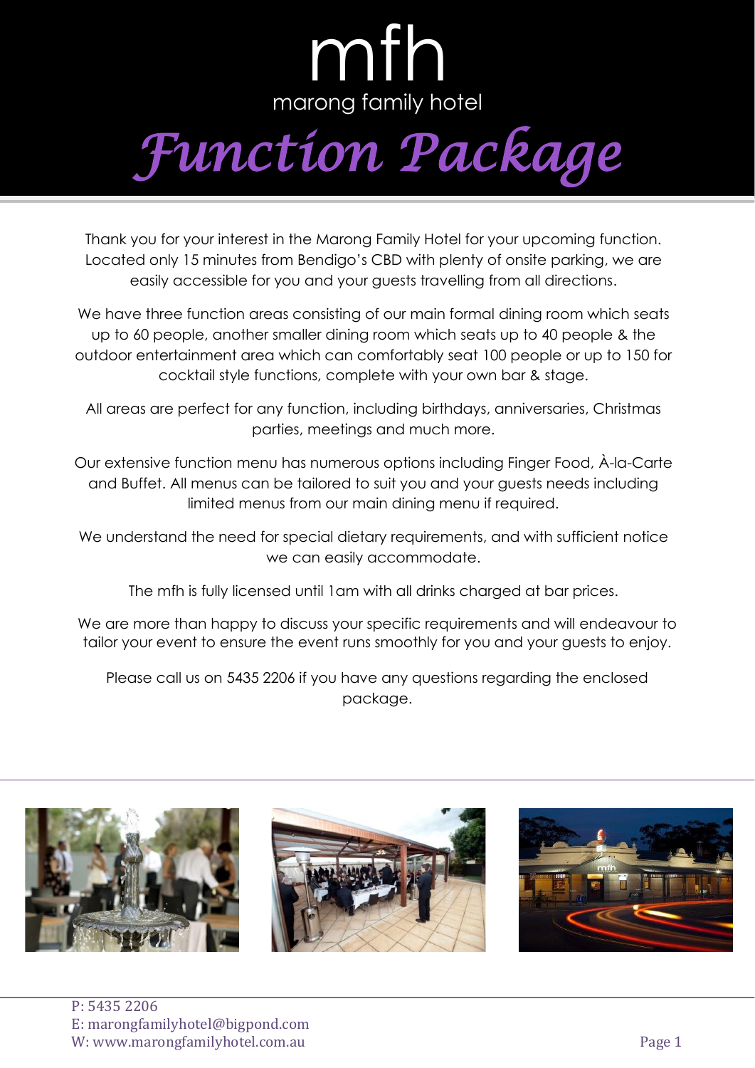# mfh

marong family hotel

# *Function Package*

Thank you for your interest in the Marong Family Hotel for your upcoming function. Located only 15 minutes from Bendigo's CBD with plenty of onsite parking, we are easily accessible for you and your guests travelling from all directions.

We have three function areas consisting of our main formal dining room which seats up to 60 people, another smaller dining room which seats up to 40 people & the outdoor entertainment area which can comfortably seat 100 people or up to 150 for cocktail style functions, complete with your own bar & stage.

All areas are perfect for any function, including birthdays, anniversaries, Christmas parties, meetings and much more.

Our extensive function menu has numerous options including Finger Food, À-la-Carte and Buffet. All menus can be tailored to suit you and your guests needs including limited menus from our main dining menu if required.

We understand the need for special dietary requirements, and with sufficient notice we can easily accommodate.

The mfh is fully licensed until 1am with all drinks charged at bar prices.

We are more than happy to discuss your specific requirements and will endeavour to tailor your event to ensure the event runs smoothly for you and your guests to enjoy.

Please call us on 5435 2206 if you have any questions regarding the enclosed package.

P: 5435 2206
E: marongfamilyhotel@bigpond.com
W: www.marongfamilyhotel.com.au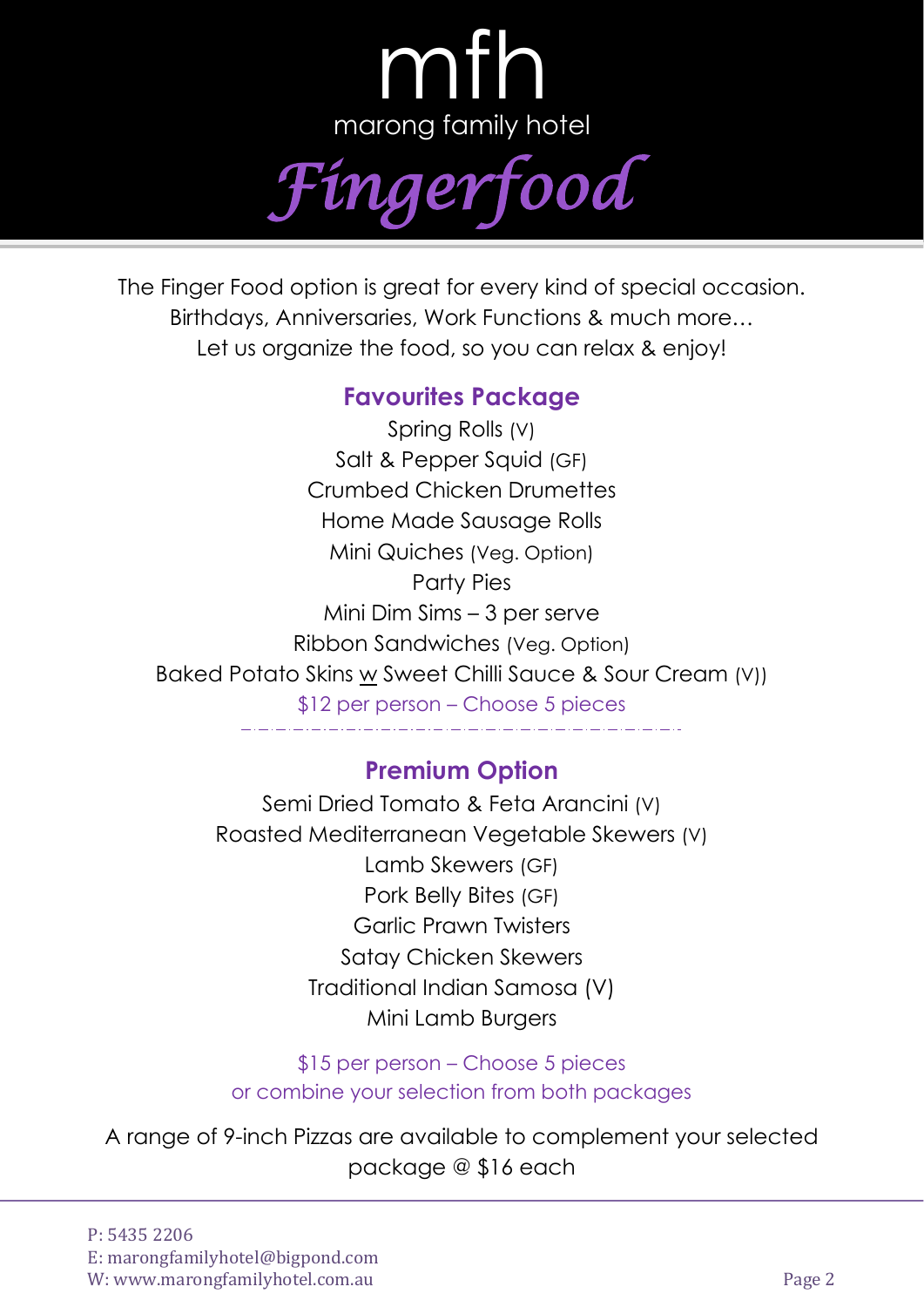# mfh

marong family hotel

# *Fingerfood*

The Finger Food option is great for every kind of special occasion.
Birthdays, Anniversaries, Work Functions & much more…
Let us organize the food, so you can relax & enjoy!

## Favourites Package

Spring Rolls (V)
Salt & Pepper Squid (GF)
Crumbed Chicken Drumettes
Home Made Sausage Rolls
Mini Quiches (Veg. Option)
Party Pies
Mini Dim Sims – 3 per serve
Ribbon Sandwiches (Veg. Option)
Baked Potato Skins w Sweet Chilli Sauce & Sour Cream (V))

$12 per person – Choose 5 pieces

---

## Premium Option

Semi Dried Tomato & Feta Arancini (V)
Roasted Mediterranean Vegetable Skewers (V)
Lamb Skewers (GF)
Pork Belly Bites (GF)
Garlic Prawn Twisters
Satay Chicken Skewers
Traditional Indian Samosa (V)
Mini Lamb Burgers

$15 per person – Choose 5 pieces
or combine your selection from both packages

A range of 9-inch Pizzas are available to complement your selected package @ $16 each

P: 5435 2206
E: marongfamilyhotel@bigpond.com
W: www.marongfamilyhotel.com.au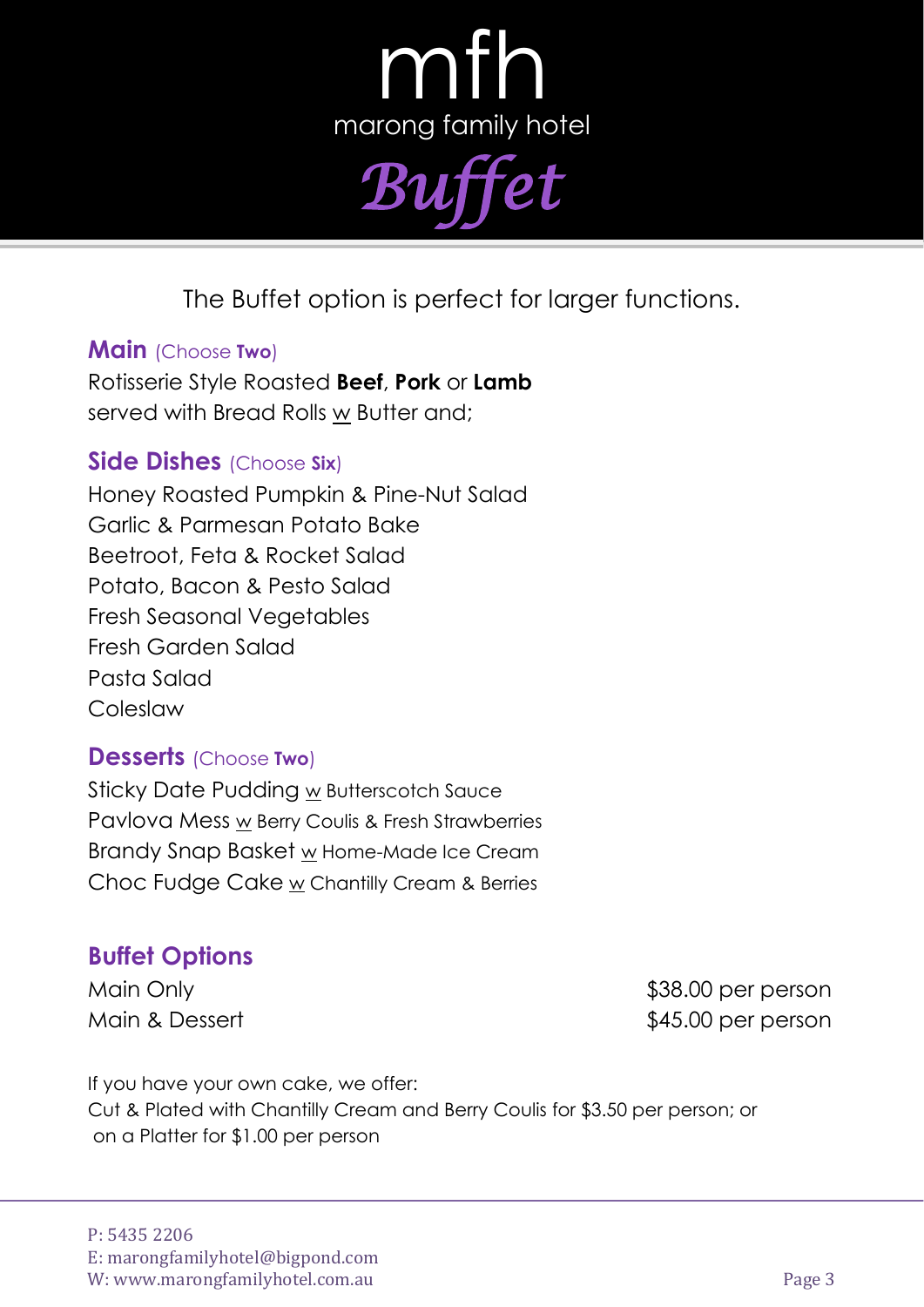# mfh

marong family hotel

## *Buffet*

The Buffet option is perfect for larger functions.

### Main (Choose **Two**)

Rotisserie Style Roasted **Beef**, **Pork** or **Lamb**
served with Bread Rolls w Butter and;

### Side Dishes (Choose **Six**)

Honey Roasted Pumpkin & Pine-Nut Salad
Garlic & Parmesan Potato Bake
Beetroot, Feta & Rocket Salad
Potato, Bacon & Pesto Salad
Fresh Seasonal Vegetables
Fresh Garden Salad
Pasta Salad
Coleslaw

### Desserts (Choose **Two**)

Sticky Date Pudding w Butterscotch Sauce
Pavlova Mess w Berry Coulis & Fresh Strawberries
Brandy Snap Basket w Home-Made Ice Cream
Choc Fudge Cake w Chantilly Cream & Berries

### Buffet Options

| | |
|---|---|
| Main Only | $38.00 per person |
| Main & Dessert | $45.00 per person |

If you have your own cake, we offer:
Cut & Plated with Chantilly Cream and Berry Coulis for $3.50 per person; or
on a Platter for $1.00 per person

P: 5435 2206
E: marongfamilyhotel@bigpond.com
W: www.marongfamilyhotel.com.au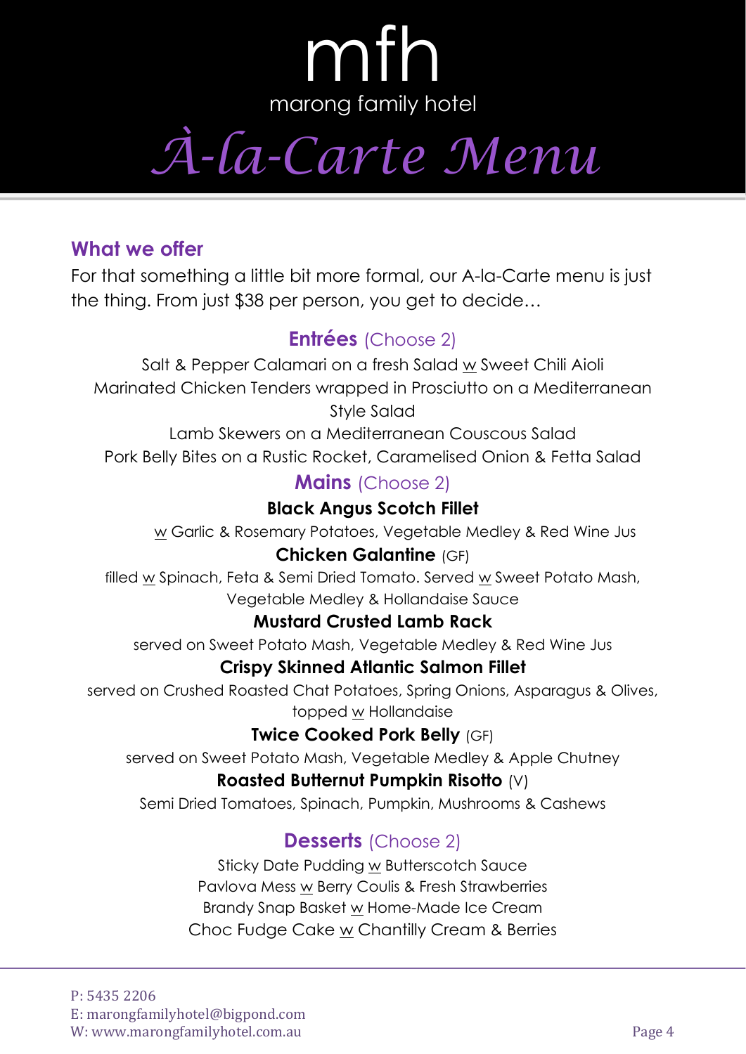# mfh

marong family hotel

# *À-la-Carte Menu*

## What we offer

For that something a little bit more formal, our A-la-Carte menu is just the thing. From just $38 per person, you get to decide…

### Entrées (Choose 2)

Salt & Pepper Calamari on a fresh Salad w Sweet Chili Aioli

Marinated Chicken Tenders wrapped in Prosciutto on a Mediterranean Style Salad

Lamb Skewers on a Mediterranean Couscous Salad

Pork Belly Bites on a Rustic Rocket, Caramelised Onion & Fetta Salad

### Mains (Choose 2)

**Black Angus Scotch Fillet**

w Garlic & Rosemary Potatoes, Vegetable Medley & Red Wine Jus

**Chicken Galantine** (GF)

filled w Spinach, Feta & Semi Dried Tomato. Served w Sweet Potato Mash, Vegetable Medley & Hollandaise Sauce

**Mustard Crusted Lamb Rack**

served on Sweet Potato Mash, Vegetable Medley & Red Wine Jus

**Crispy Skinned Atlantic Salmon Fillet**

served on Crushed Roasted Chat Potatoes, Spring Onions, Asparagus & Olives, topped w Hollandaise

**Twice Cooked Pork Belly** (GF)

served on Sweet Potato Mash, Vegetable Medley & Apple Chutney

**Roasted Butternut Pumpkin Risotto** (V)

Semi Dried Tomatoes, Spinach, Pumpkin, Mushrooms & Cashews

### Desserts (Choose 2)

Sticky Date Pudding w Butterscotch Sauce

Pavlova Mess w Berry Coulis & Fresh Strawberries

Brandy Snap Basket w Home-Made Ice Cream

Choc Fudge Cake w Chantilly Cream & Berries

P: 5435 2206
E: marongfamilyhotel@bigpond.com
W: www.marongfamilyhotel.com.au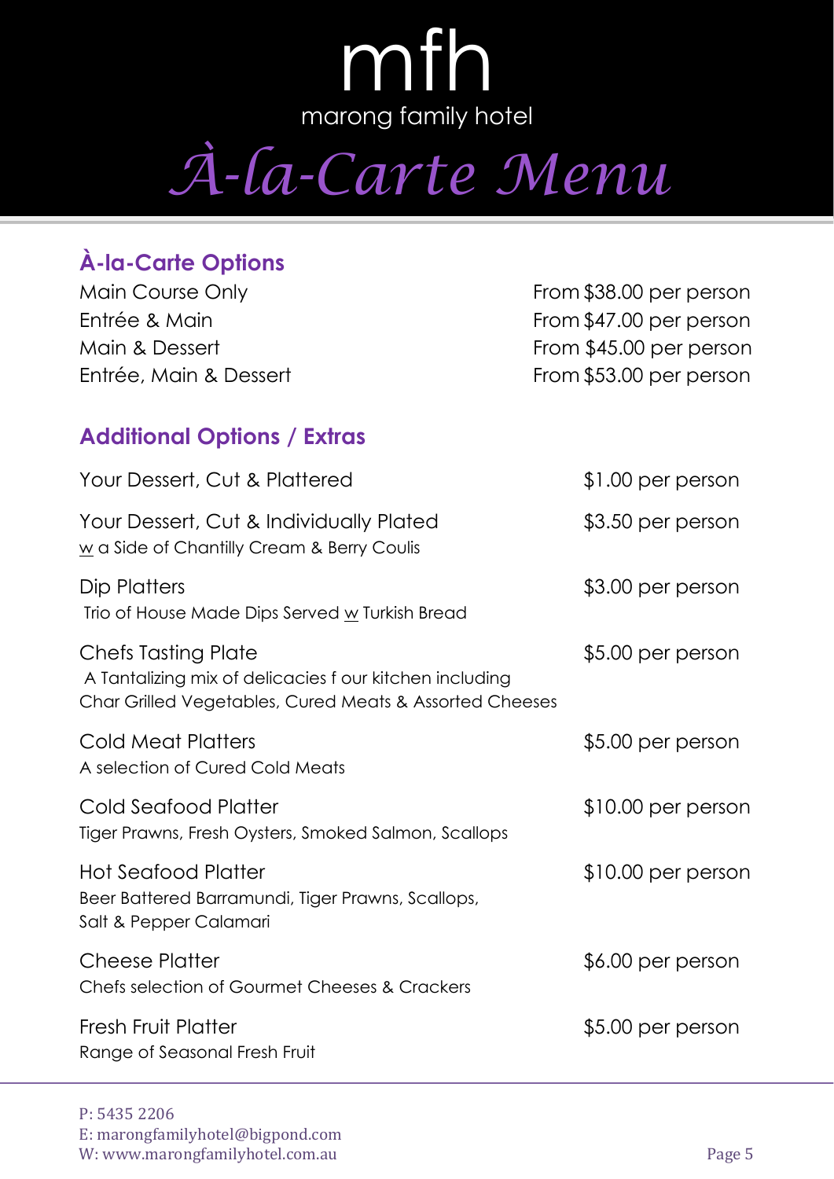# mfh

marong family hotel

# À-la-Carte Menu

## À-la-Carte Options

| | |
|---|---|
| Main Course Only | From $38.00 per person |
| Entrée & Main | From $47.00 per person |
| Main & Dessert | From $45.00 per person |
| Entrée, Main & Dessert | From $53.00 per person |

## Additional Options / Extras

Your Dessert, Cut & Plattered — $1.00 per person

Your Dessert, Cut & Individually Plated — $3.50 per person
w a Side of Chantilly Cream & Berry Coulis

Dip Platters — $3.00 per person
Trio of House Made Dips Served w Turkish Bread

Chefs Tasting Plate — $5.00 per person
A Tantalizing mix of delicacies f our kitchen including Char Grilled Vegetables, Cured Meats & Assorted Cheeses

Cold Meat Platters — $5.00 per person
A selection of Cured Cold Meats

Cold Seafood Platter — $10.00 per person
Tiger Prawns, Fresh Oysters, Smoked Salmon, Scallops

Hot Seafood Platter — $10.00 per person
Beer Battered Barramundi, Tiger Prawns, Scallops, Salt & Pepper Calamari

Cheese Platter — $6.00 per person
Chefs selection of Gourmet Cheeses & Crackers

Fresh Fruit Platter — $5.00 per person
Range of Seasonal Fresh Fruit

P: 5435 2206
E: marongfamilyhotel@bigpond.com
W: www.marongfamilyhotel.com.au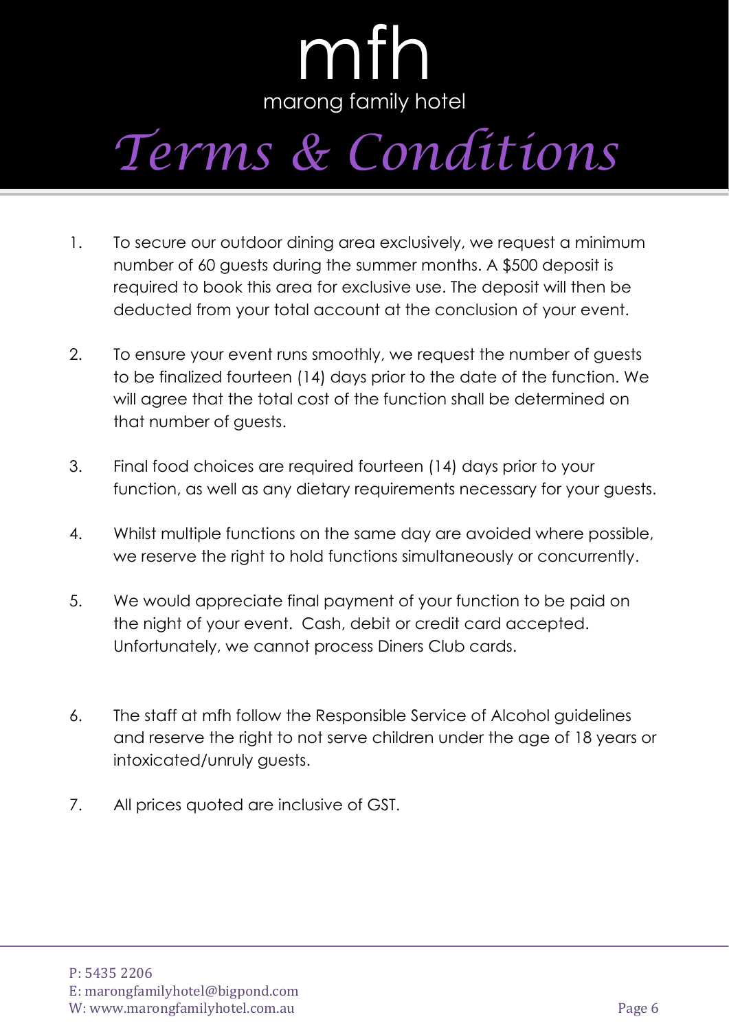mfh

marong family hotel

# *Terms & Conditions*

1. To secure our outdoor dining area exclusively, we request a minimum number of 60 guests during the summer months. A $500 deposit is required to book this area for exclusive use. The deposit will then be deducted from your total account at the conclusion of your event.

2. To ensure your event runs smoothly, we request the number of guests to be finalized fourteen (14) days prior to the date of the function. We will agree that the total cost of the function shall be determined on that number of guests.

3. Final food choices are required fourteen (14) days prior to your function, as well as any dietary requirements necessary for your guests.

4. Whilst multiple functions on the same day are avoided where possible, we reserve the right to hold functions simultaneously or concurrently.

5. We would appreciate final payment of your function to be paid on the night of your event. Cash, debit or credit card accepted. Unfortunately, we cannot process Diners Club cards.

6. The staff at mfh follow the Responsible Service of Alcohol guidelines and reserve the right to not serve children under the age of 18 years or intoxicated/unruly guests.

7. All prices quoted are inclusive of GST.

P: 5435 2206
E: marongfamilyhotel@bigpond.com
W: www.marongfamilyhotel.com.au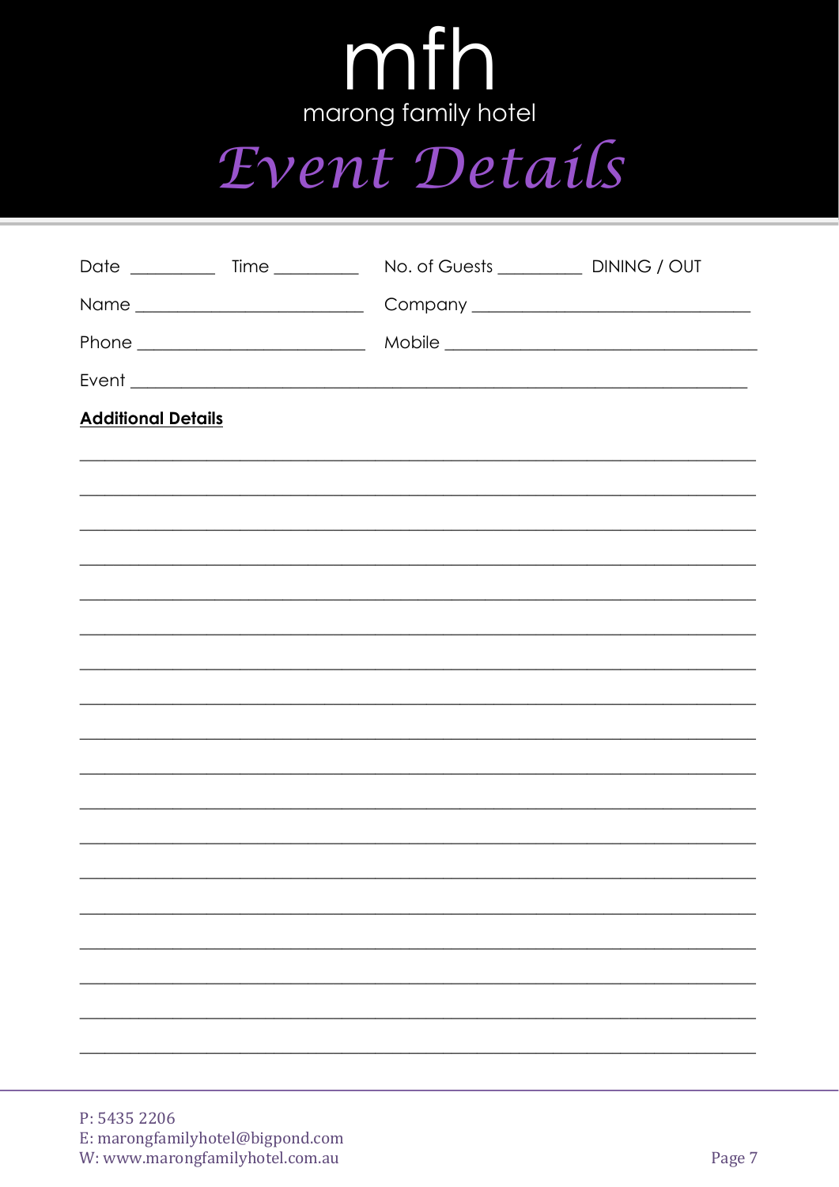mfh

marong family hotel

# Event Details

Date __________ Time __________ No. of Guests __________ DINING / OUT

Name ___________________________ Company _________________________________

Phone ___________________________ Mobile ____________________________________

Event ________________________________________________________________________

**Additional Details**

_______________________________________________________________________________

_______________________________________________________________________________

_______________________________________________________________________________

_______________________________________________________________________________

_______________________________________________________________________________

_______________________________________________________________________________

_______________________________________________________________________________

_______________________________________________________________________________

_______________________________________________________________________________

_______________________________________________________________________________

_______________________________________________________________________________

_______________________________________________________________________________

_______________________________________________________________________________

_______________________________________________________________________________

_______________________________________________________________________________

_______________________________________________________________________________

_______________________________________________________________________________

_______________________________________________________________________________

P: 5435 2206
E: marongfamilyhotel@bigpond.com
W: www.marongfamilyhotel.com.au